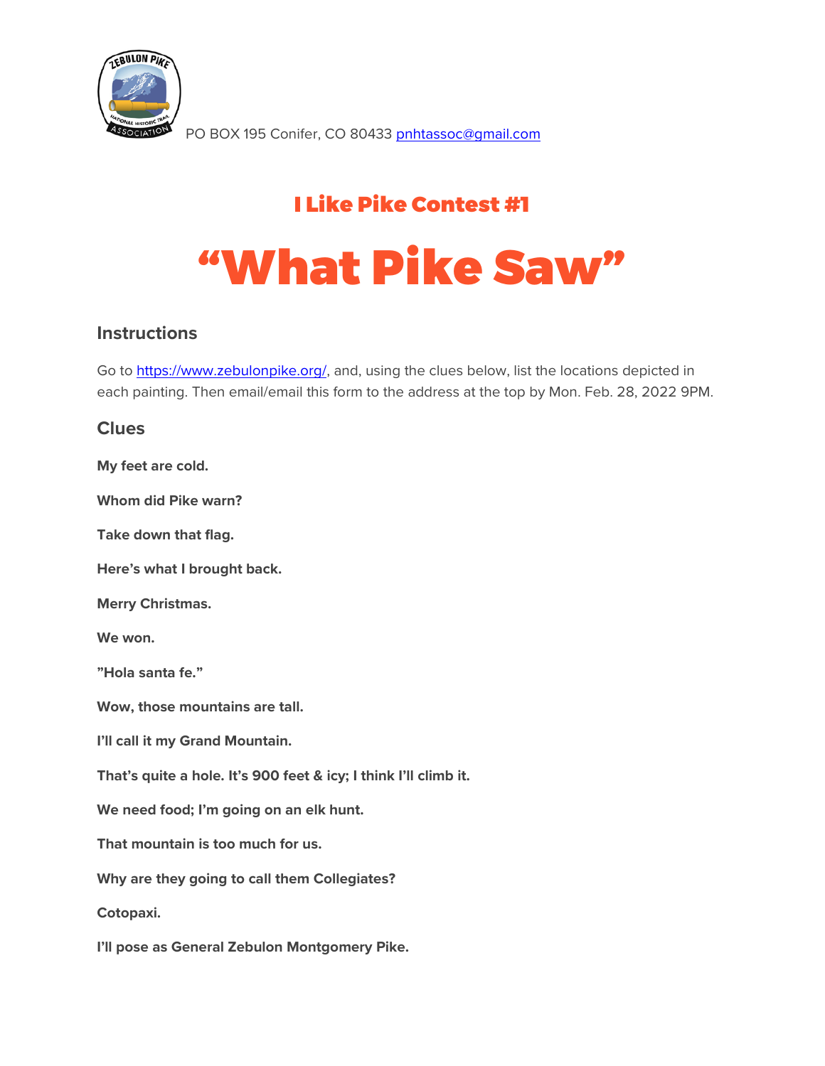PO BOX 195 Conifer, CO 80433 pnhtassoc@gmail.com

## I Like Pike Contest #1

# "What Pike Saw"

### Instructions

Go to https://www.zebulonpike.org/, and, using the clues below, list the locations depicted in each painting. Then email/email this form to the address at the top by Mon. Feb. 28, 2022 9PM.

### Clues

**My feet are cold.**

**Whom did Pike warn?**

**Take down that flag.**

**Here's what I brought back.**

**Merry Christmas.**

**We won.**

**"Hola santa fe."**

**Wow, those mountains are tall.**

**I'll call it my Grand Mountain.**

**That's quite a hole. It's 900 feet & icy; I think I'll climb it.**

**We need food; I'm going on an elk hunt.**

**That mountain is too much for us.**

**Why are they going to call them Collegiates?**

**Cotopaxi.**

**I'll pose as General Zebulon Montgomery Pike.**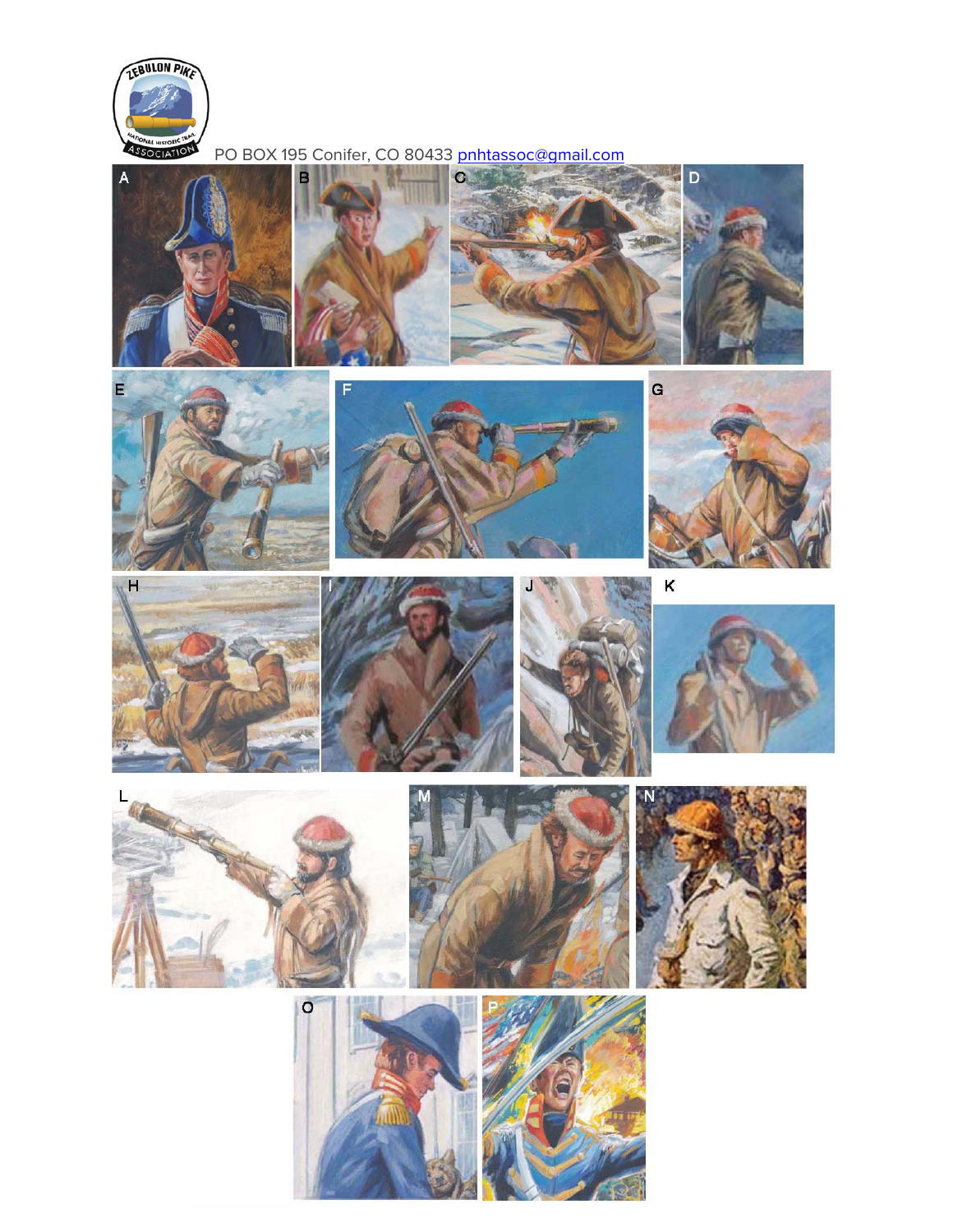PO BOX 195 Conifer, CO 80433 pnhtassoc@gmail.com

A

B

C

D

E

F

G

H

I

J

K

L

M

N

O

P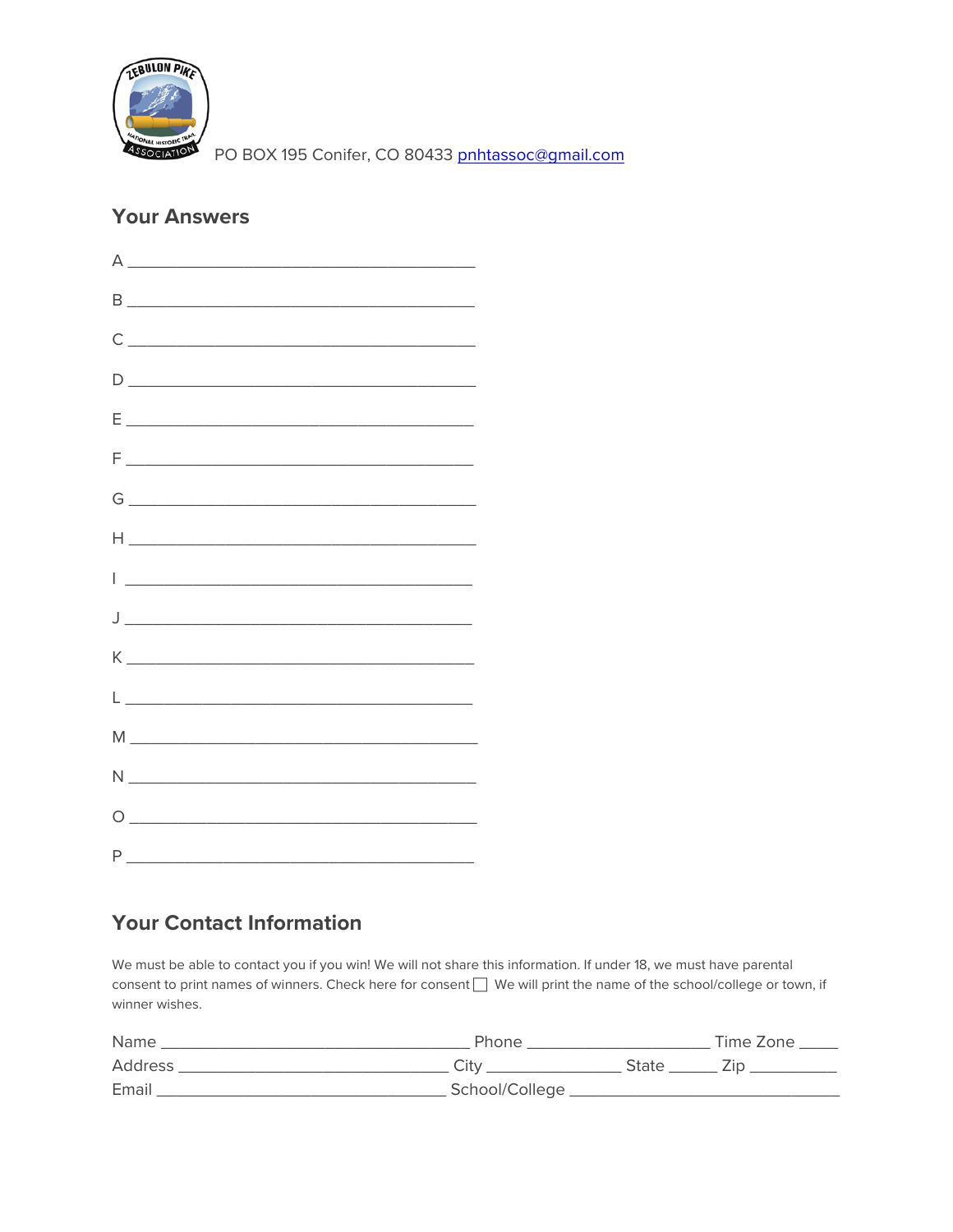PO BOX 195 Conifer, CO 80433 pnhtassoc@gmail.com

## Your Answers

A ______________________________________________

B ______________________________________________

C ______________________________________________

D ______________________________________________

E ______________________________________________

F ______________________________________________

G ______________________________________________

H ______________________________________________

I ______________________________________________

J ______________________________________________

K ______________________________________________

L ______________________________________________

M ______________________________________________

N ______________________________________________

O ______________________________________________

P ______________________________________________

## Your Contact Information

We must be able to contact you if you win! We will not share this information. If under 18, we must have parental consent to print names of winners. Check here for consent ☐ We will print the name of the school/college or town, if winner wishes.

Name ______________________________ Phone __________________ Time Zone _____
Address ___________________________ City ______________ State ______ Zip __________
Email _____________________________ School/College ______________________________